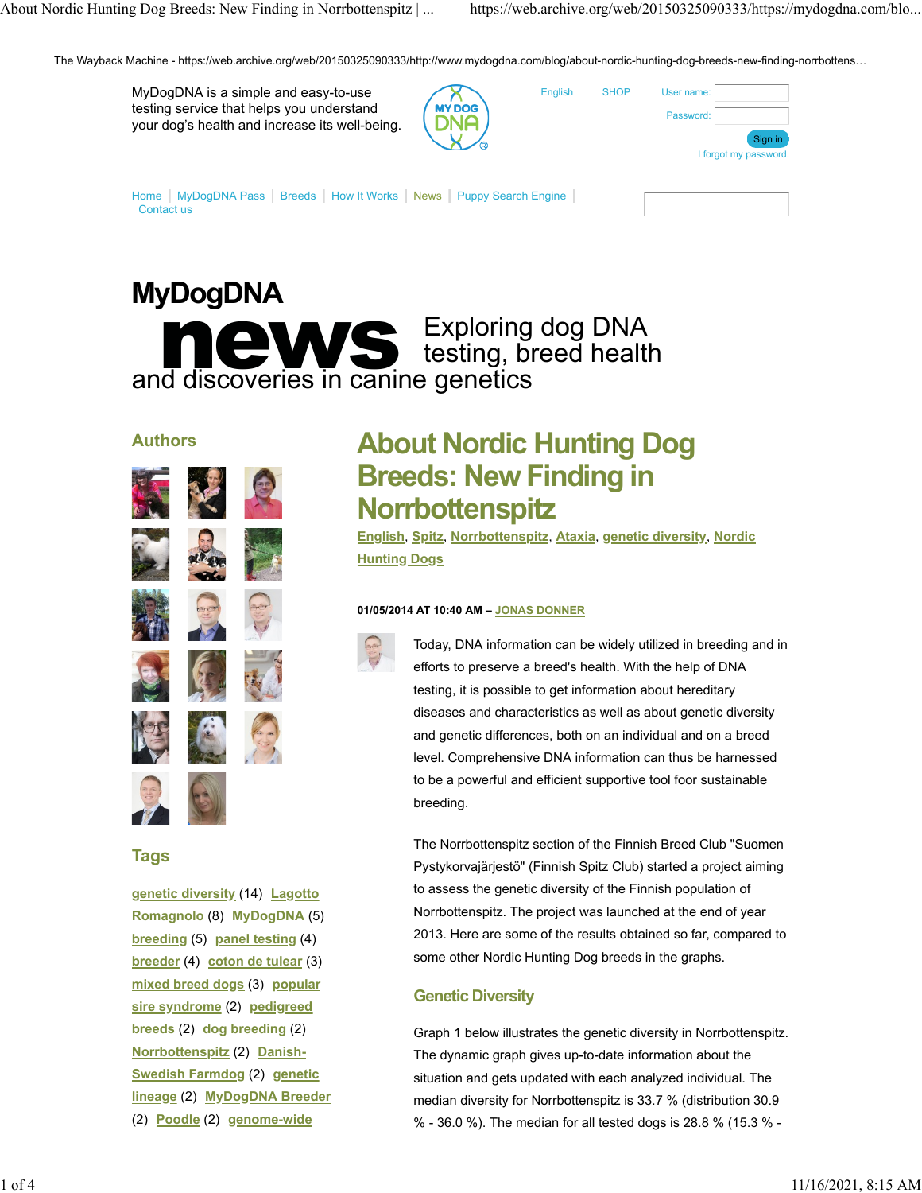The Wayback Machine - https://web.archive.org/web/20150325090333/http://www.mydogdna.com/blog/about-nordic-hunting-dog-breeds-new-finding-norrbottens…

MyDogDNA is a simple and easy-to-use testing service that helps you understand your dog's health and increase its well-being.

English | SHOP | User name: | Password: | Sign in | I forgot my password.

Home | MyDogDNA Pass | Breeds | How It Works | News | Puppy Search Engine | Contact us

# MyDogDNA news

Exploring dog DNA testing, breed health and discoveries in canine genetics

## Authors

## Tags

genetic diversity (14) Lagotto Romagnolo (8) MyDogDNA (5) breeding (5) panel testing (4) breeder (4) coton de tulear (3) mixed breed dogs (3) popular sire syndrome (2) pedigreed breeds (2) dog breeding (2) Norrbottenspitz (2) Danish-Swedish Farmdog (2) genetic lineage (2) MyDogDNA Breeder (2) Poodle (2) genome-wide

# About Nordic Hunting Dog Breeds: New Finding in Norrbottenspitz

English, Spitz, Norrbottenspitz, Ataxia, genetic diversity, Nordic Hunting Dogs

**01/05/2014 AT 10:40 AM – JONAS DONNER**

Today, DNA information can be widely utilized in breeding and in efforts to preserve a breed's health. With the help of DNA testing, it is possible to get information about hereditary diseases and characteristics as well as about genetic diversity and genetic differences, both on an individual and on a breed level. Comprehensive DNA information can thus be harnessed to be a powerful and efficient supportive tool foor sustainable breeding.

The Norrbottenspitz section of the Finnish Breed Club "Suomen Pystykorvajärjestö" (Finnish Spitz Club) started a project aiming to assess the genetic diversity of the Finnish population of Norrbottenspitz. The project was launched at the end of year 2013. Here are some of the results obtained so far, compared to some other Nordic Hunting Dog breeds in the graphs.

## Genetic Diversity

Graph 1 below illustrates the genetic diversity in Norrbottenspitz. The dynamic graph gives up-to-date information about the situation and gets updated with each analyzed individual. The median diversity for Norrbottenspitz is 33.7 % (distribution 30.9 % - 36.0 %). The median for all tested dogs is 28.8 % (15.3 % -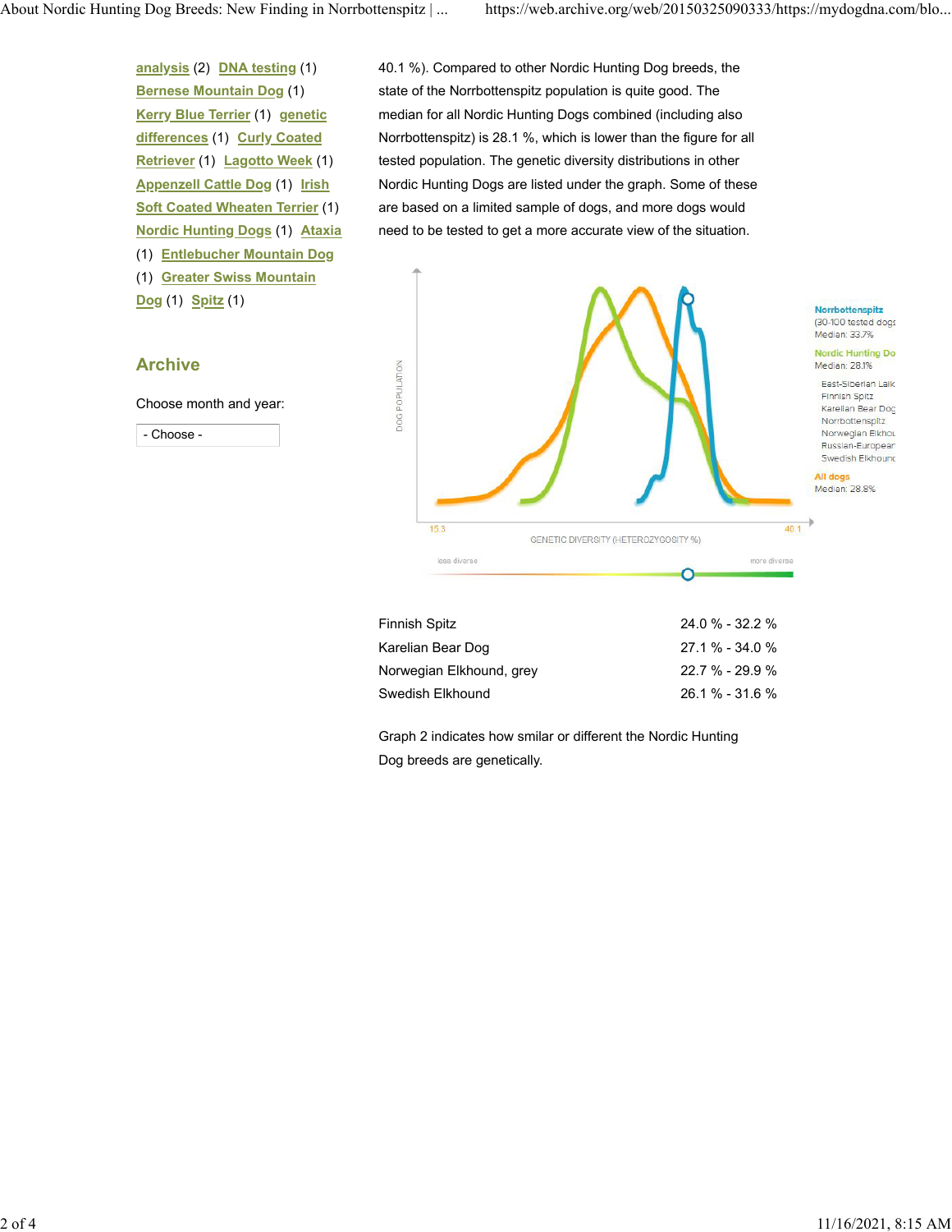[analysis](#) (2) [DNA testing](#) (1) [Bernese Mountain Dog](#) (1) [Kerry Blue Terrier](#) (1) [genetic differences](#) (1) [Curly Coated Retriever](#) (1) [Lagotto Week](#) (1) [Appenzell Cattle Dog](#) (1) [Irish Soft Coated Wheaten Terrier](#) (1) [Nordic Hunting Dogs](#) (1) [Ataxia](#) (1) [Entlebucher Mountain Dog](#) (1) [Greater Swiss Mountain Dog](#) (1) [Spitz](#) (1)

## Archive

Choose month and year:

- Choose -

40.1 %). Compared to other Nordic Hunting Dog breeds, the state of the Norrbottenspitz population is quite good. The median for all Nordic Hunting Dogs combined (including also Norrbottenspitz) is 28.1 %, which is lower than the figure for all tested population. The genetic diversity distributions in other Nordic Hunting Dogs are listed under the graph. Some of these are based on a limited sample of dogs, and more dogs would need to be tested to get a more accurate view of the situation.

DOG POPULATION

GENETIC DIVERSITY (HETEROZYGOSITY %)

15.3 — 40.1

less diverse — more diverse

Norrbottenspitz (30-100 tested dogs) Median: 33.7%

Nordic Hunting Do... Median: 28.1%

East-Siberian Laik... Finnish Spitz Karelian Bear Dog Norrbottenspitz Norwegian Elkhou... Russian-European... Swedish Elkhound

All dogs Median: 28.8%

| | |
|---|---|
| Finnish Spitz | 24.0 % - 32.2 % |
| Karelian Bear Dog | 27.1 % - 34.0 % |
| Norwegian Elkhound, grey | 22.7 % - 29.9 % |
| Swedish Elkhound | 26.1 % - 31.6 % |

Graph 2 indicates how smilar or different the Nordic Hunting Dog breeds are genetically.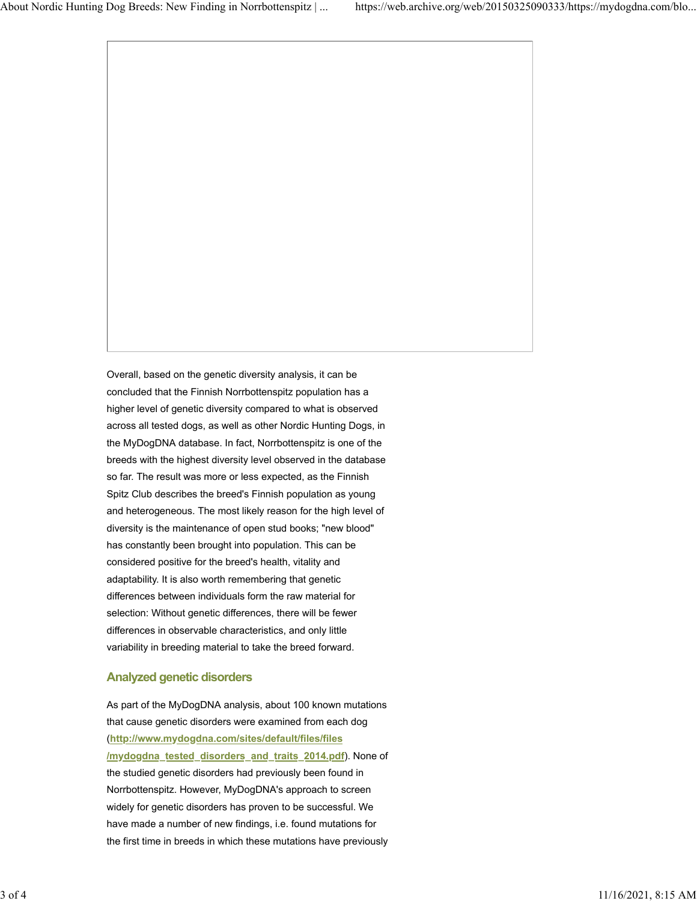Overall, based on the genetic diversity analysis, it can be concluded that the Finnish Norrbottenspitz population has a higher level of genetic diversity compared to what is observed across all tested dogs, as well as other Nordic Hunting Dogs, in the MyDogDNA database. In fact, Norrbottenspitz is one of the breeds with the highest diversity level observed in the database so far. The result was more or less expected, as the Finnish Spitz Club describes the breed's Finnish population as young and heterogeneous. The most likely reason for the high level of diversity is the maintenance of open stud books; "new blood" has constantly been brought into population. This can be considered positive for the breed's health, vitality and adaptability. It is also worth remembering that genetic differences between individuals form the raw material for selection: Without genetic differences, there will be fewer differences in observable characteristics, and only little variability in breeding material to take the breed forward.

## Analyzed genetic disorders

As part of the MyDogDNA analysis, about 100 known mutations that cause genetic disorders were examined from each dog ([http://www.mydogdna.com/sites/default/files/files/mydogdna_tested_disorders_and_traits_2014.pdf](http://www.mydogdna.com/sites/default/files/files/mydogdna_tested_disorders_and_traits_2014.pdf)). None of the studied genetic disorders had previously been found in Norrbottenspitz. However, MyDogDNA's approach to screen widely for genetic disorders has proven to be successful. We have made a number of new findings, i.e. found mutations for the first time in breeds in which these mutations have previously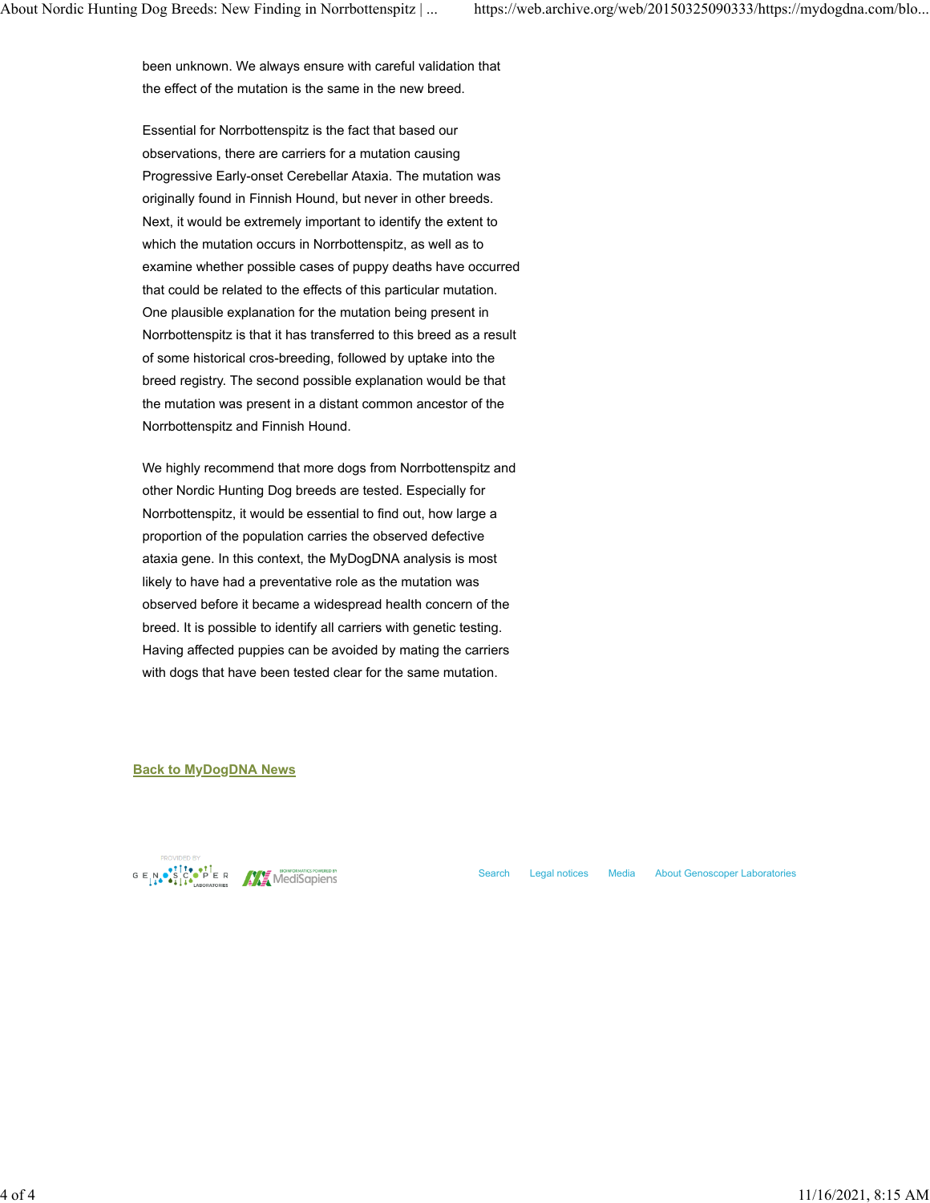been unknown. We always ensure with careful validation that the effect of the mutation is the same in the new breed.

Essential for Norrbottenspitz is the fact that based our observations, there are carriers for a mutation causing Progressive Early-onset Cerebellar Ataxia. The mutation was originally found in Finnish Hound, but never in other breeds. Next, it would be extremely important to identify the extent to which the mutation occurs in Norrbottenspitz, as well as to examine whether possible cases of puppy deaths have occurred that could be related to the effects of this particular mutation. One plausible explanation for the mutation being present in Norrbottenspitz is that it has transferred to this breed as a result of some historical cros-breeding, followed by uptake into the breed registry. The second possible explanation would be that the mutation was present in a distant common ancestor of the Norrbottenspitz and Finnish Hound.

We highly recommend that more dogs from Norrbottenspitz and other Nordic Hunting Dog breeds are tested. Especially for Norrbottenspitz, it would be essential to find out, how large a proportion of the population carries the observed defective ataxia gene. In this context, the MyDogDNA analysis is most likely to have had a preventative role as the mutation was observed before it became a widespread health concern of the breed. It is possible to identify all carriers with genetic testing. Having affected puppies can be avoided by mating the carriers with dogs that have been tested clear for the same mutation.

**Back to MyDogDNA News**

PROVIDED BY GENOSCOPER LABORATORIES

BIOINFORMATICS POWERED BY MediSapiens

Search Legal notices Media About Genoscoper Laboratories